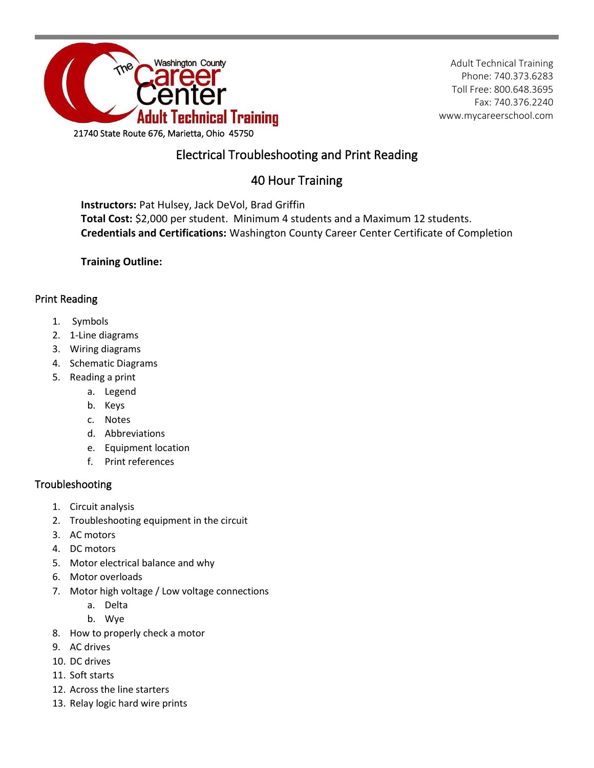The Washington County Career Center
Adult Technical Training

21740 State Route 676, Marietta, Ohio 45750

Adult Technical Training
Phone: 740.373.6283
Toll Free: 800.648.3695
Fax: 740.376.2240
www.mycareerschool.com

# Electrical Troubleshooting and Print Reading

## 40 Hour Training

**Instructors:** Pat Hulsey, Jack DeVol, Brad Griffin
**Total Cost:** $2,000 per student. Minimum 4 students and a Maximum 12 students.
**Credentials and Certifications:** Washington County Career Center Certificate of Completion

**Training Outline:**

### Print Reading

1. Symbols
2. 1-Line diagrams
3. Wiring diagrams
4. Schematic Diagrams
5. Reading a print
    a. Legend
    b. Keys
    c. Notes
    d. Abbreviations
    e. Equipment location
    f. Print references

### Troubleshooting

1. Circuit analysis
2. Troubleshooting equipment in the circuit
3. AC motors
4. DC motors
5. Motor electrical balance and why
6. Motor overloads
7. Motor high voltage / Low voltage connections
    a. Delta
    b. Wye
8. How to properly check a motor
9. AC drives
10. DC drives
11. Soft starts
12. Across the line starters
13. Relay logic hard wire prints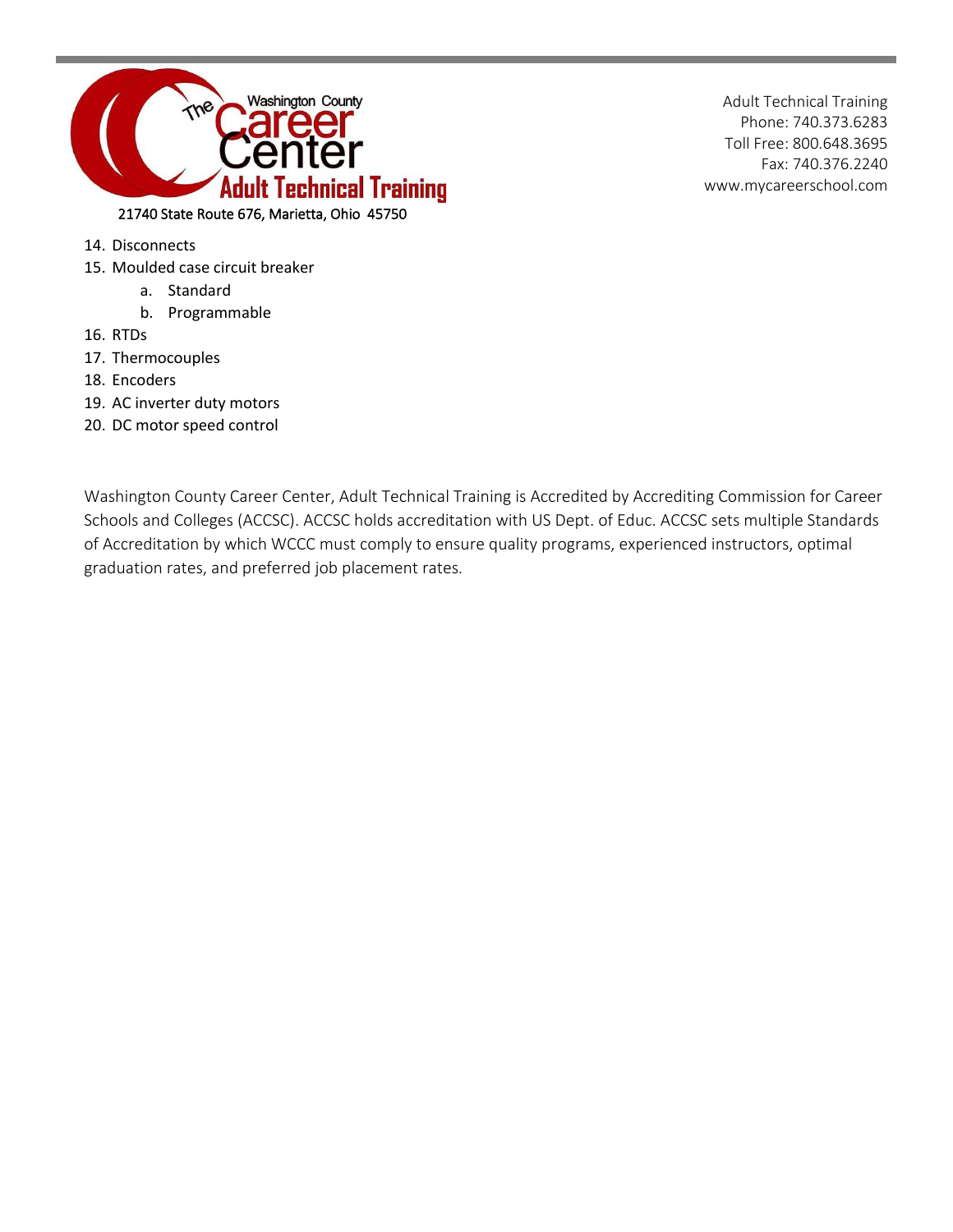14. Disconnects
15. Moulded case circuit breaker
    a. Standard
    b. Programmable
16. RTDs
17. Thermocouples
18. Encoders
19. AC inverter duty motors
20. DC motor speed control

Washington County Career Center, Adult Technical Training is Accredited by Accrediting Commission for Career Schools and Colleges (ACCSC). ACCSC holds accreditation with US Dept. of Educ. ACCSC sets multiple Standards of Accreditation by which WCCC must comply to ensure quality programs, experienced instructors, optimal graduation rates, and preferred job placement rates.